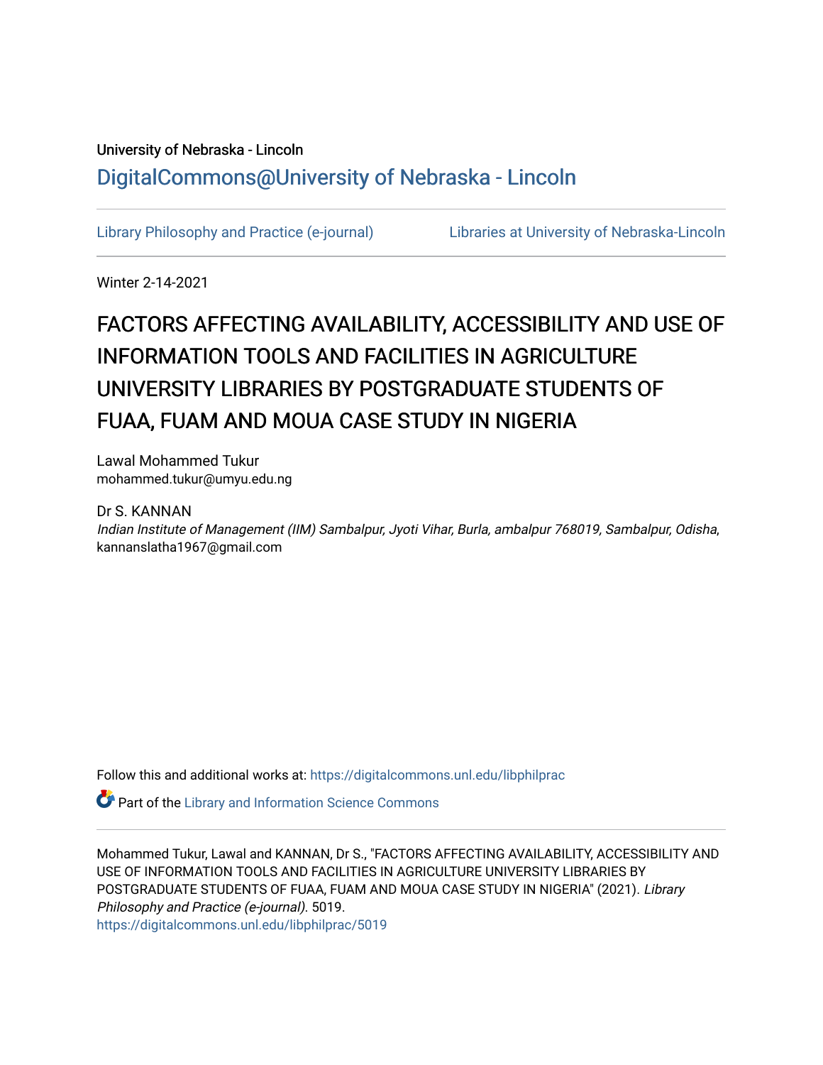University of Nebraska - Lincoln

## DigitalCommons@University of Nebraska - Lincoln

Library Philosophy and Practice (e-journal) Libraries at University of Nebraska-Lincoln

Winter 2-14-2021

# FACTORS AFFECTING AVAILABILITY, ACCESSIBILITY AND USE OF INFORMATION TOOLS AND FACILITIES IN AGRICULTURE UNIVERSITY LIBRARIES BY POSTGRADUATE STUDENTS OF FUAA, FUAM AND MOUA CASE STUDY IN NIGERIA

Lawal Mohammed Tukur
mohammed.tukur@umyu.edu.ng

Dr S. KANNAN
*Indian Institute of Management (IIM) Sambalpur, Jyoti Vihar, Burla, ambalpur 768019, Sambalpur, Odisha*, kannanslatha1967@gmail.com

Follow this and additional works at: https://digitalcommons.unl.edu/libphilprac

Part of the Library and Information Science Commons

Mohammed Tukur, Lawal and KANNAN, Dr S., "FACTORS AFFECTING AVAILABILITY, ACCESSIBILITY AND USE OF INFORMATION TOOLS AND FACILITIES IN AGRICULTURE UNIVERSITY LIBRARIES BY POSTGRADUATE STUDENTS OF FUAA, FUAM AND MOUA CASE STUDY IN NIGERIA" (2021). *Library Philosophy and Practice (e-journal)*. 5019.
https://digitalcommons.unl.edu/libphilprac/5019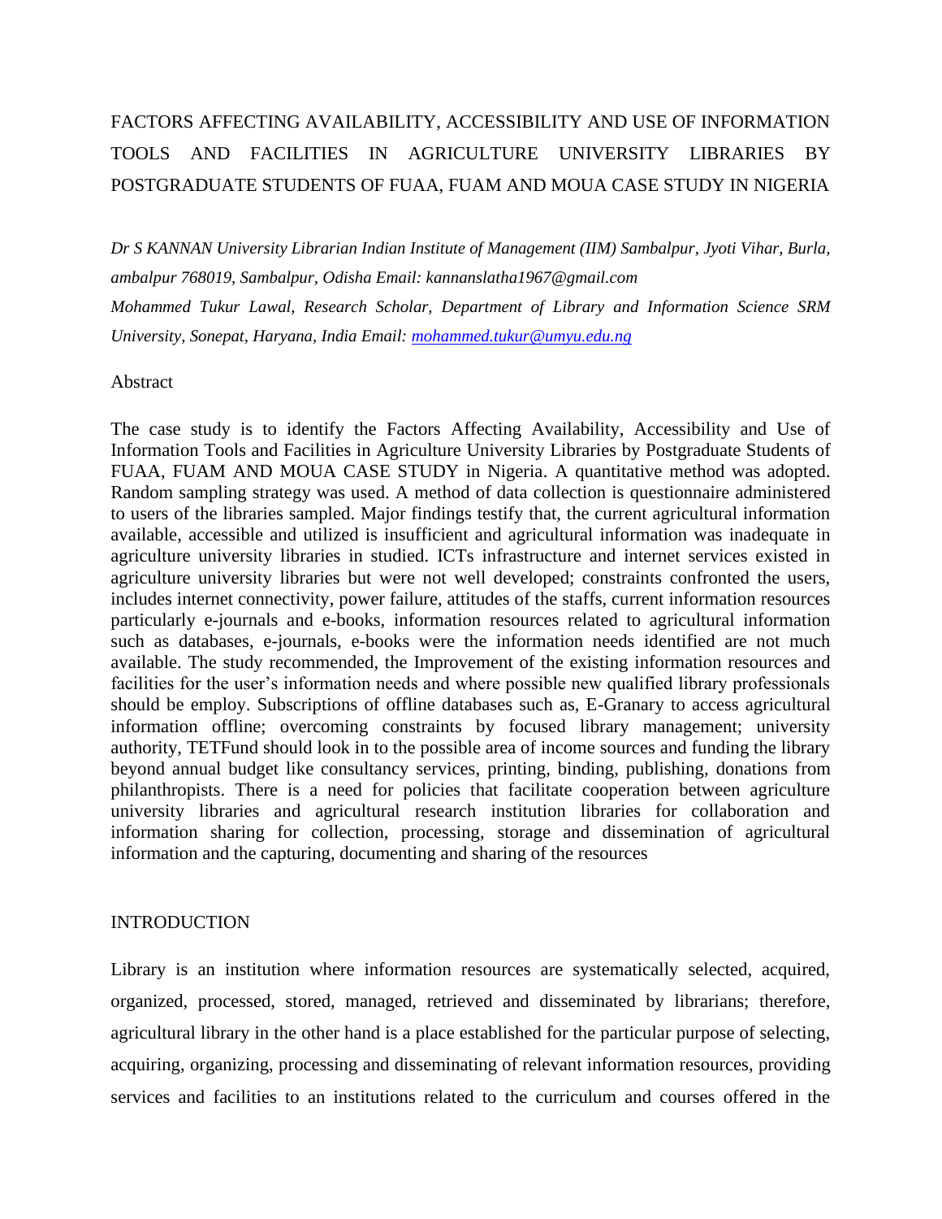# FACTORS AFFECTING AVAILABILITY, ACCESSIBILITY AND USE OF INFORMATION TOOLS AND FACILITIES IN AGRICULTURE UNIVERSITY LIBRARIES BY POSTGRADUATE STUDENTS OF FUAA, FUAM AND MOUA CASE STUDY IN NIGERIA

*Dr S KANNAN University Librarian Indian Institute of Management (IIM) Sambalpur, Jyoti Vihar, Burla, ambalpur 768019, Sambalpur, Odisha Email: kannanslatha1967@gmail.com*

*Mohammed Tukur Lawal, Research Scholar, Department of Library and Information Science SRM University, Sonepat, Haryana, India Email: mohammed.tukur@umyu.edu.ng*

## Abstract

The case study is to identify the Factors Affecting Availability, Accessibility and Use of Information Tools and Facilities in Agriculture University Libraries by Postgraduate Students of FUAA, FUAM AND MOUA CASE STUDY in Nigeria. A quantitative method was adopted. Random sampling strategy was used. A method of data collection is questionnaire administered to users of the libraries sampled. Major findings testify that, the current agricultural information available, accessible and utilized is insufficient and agricultural information was inadequate in agriculture university libraries in studied. ICTs infrastructure and internet services existed in agriculture university libraries but were not well developed; constraints confronted the users, includes internet connectivity, power failure, attitudes of the staffs, current information resources particularly e-journals and e-books, information resources related to agricultural information such as databases, e-journals, e-books were the information needs identified are not much available. The study recommended, the Improvement of the existing information resources and facilities for the user's information needs and where possible new qualified library professionals should be employ. Subscriptions of offline databases such as, E-Granary to access agricultural information offline; overcoming constraints by focused library management; university authority, TETFund should look in to the possible area of income sources and funding the library beyond annual budget like consultancy services, printing, binding, publishing, donations from philanthropists. There is a need for policies that facilitate cooperation between agriculture university libraries and agricultural research institution libraries for collaboration and information sharing for collection, processing, storage and dissemination of agricultural information and the capturing, documenting and sharing of the resources

## INTRODUCTION

Library is an institution where information resources are systematically selected, acquired, organized, processed, stored, managed, retrieved and disseminated by librarians; therefore, agricultural library in the other hand is a place established for the particular purpose of selecting, acquiring, organizing, processing and disseminating of relevant information resources, providing services and facilities to an institutions related to the curriculum and courses offered in the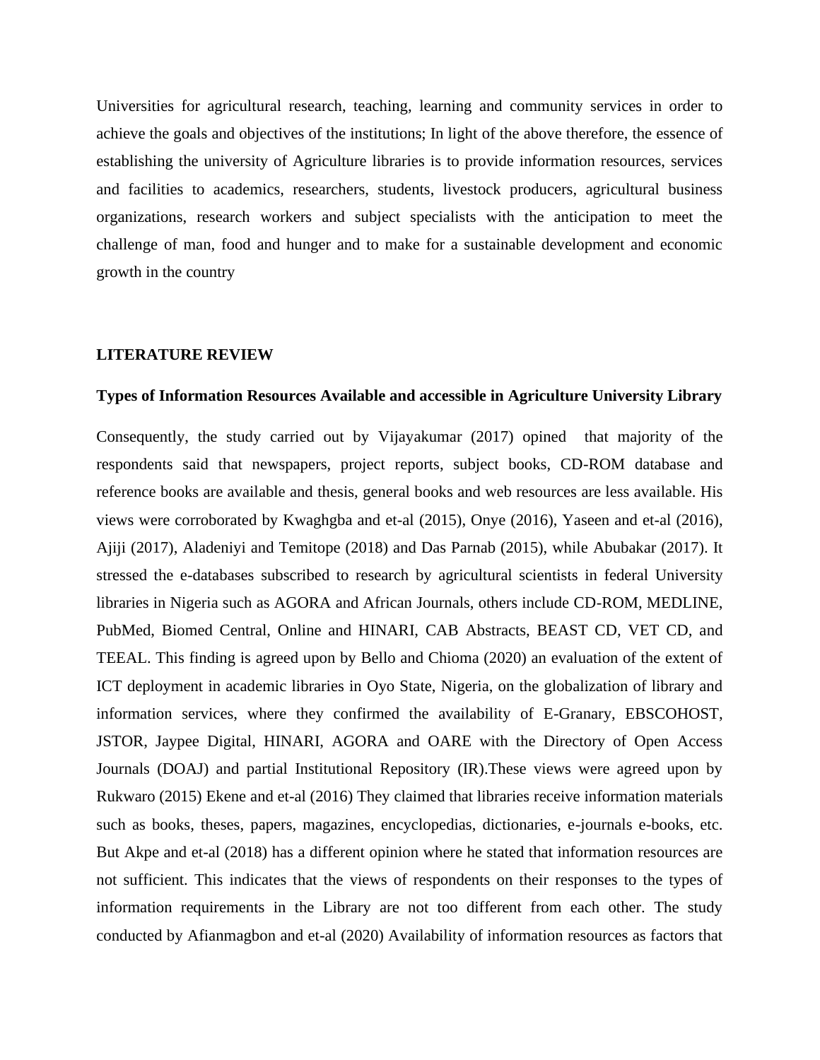Universities for agricultural research, teaching, learning and community services in order to achieve the goals and objectives of the institutions; In light of the above therefore, the essence of establishing the university of Agriculture libraries is to provide information resources, services and facilities to academics, researchers, students, livestock producers, agricultural business organizations, research workers and subject specialists with the anticipation to meet the challenge of man, food and hunger and to make for a sustainable development and economic growth in the country

## LITERATURE REVIEW

### Types of Information Resources Available and accessible in Agriculture University Library

Consequently, the study carried out by Vijayakumar (2017) opined that majority of the respondents said that newspapers, project reports, subject books, CD-ROM database and reference books are available and thesis, general books and web resources are less available. His views were corroborated by Kwaghgba and et-al (2015), Onye (2016), Yaseen and et-al (2016), Ajiji (2017), Aladeniyi and Temitope (2018) and Das Parnab (2015), while Abubakar (2017). It stressed the e-databases subscribed to research by agricultural scientists in federal University libraries in Nigeria such as AGORA and African Journals, others include CD-ROM, MEDLINE, PubMed, Biomed Central, Online and HINARI, CAB Abstracts, BEAST CD, VET CD, and TEEAL. This finding is agreed upon by Bello and Chioma (2020) an evaluation of the extent of ICT deployment in academic libraries in Oyo State, Nigeria, on the globalization of library and information services, where they confirmed the availability of E-Granary, EBSCOHOST, JSTOR, Jaypee Digital, HINARI, AGORA and OARE with the Directory of Open Access Journals (DOAJ) and partial Institutional Repository (IR).These views were agreed upon by Rukwaro (2015) Ekene and et-al (2016) They claimed that libraries receive information materials such as books, theses, papers, magazines, encyclopedias, dictionaries, e-journals e-books, etc. But Akpe and et-al (2018) has a different opinion where he stated that information resources are not sufficient. This indicates that the views of respondents on their responses to the types of information requirements in the Library are not too different from each other. The study conducted by Afianmagbon and et-al (2020) Availability of information resources as factors that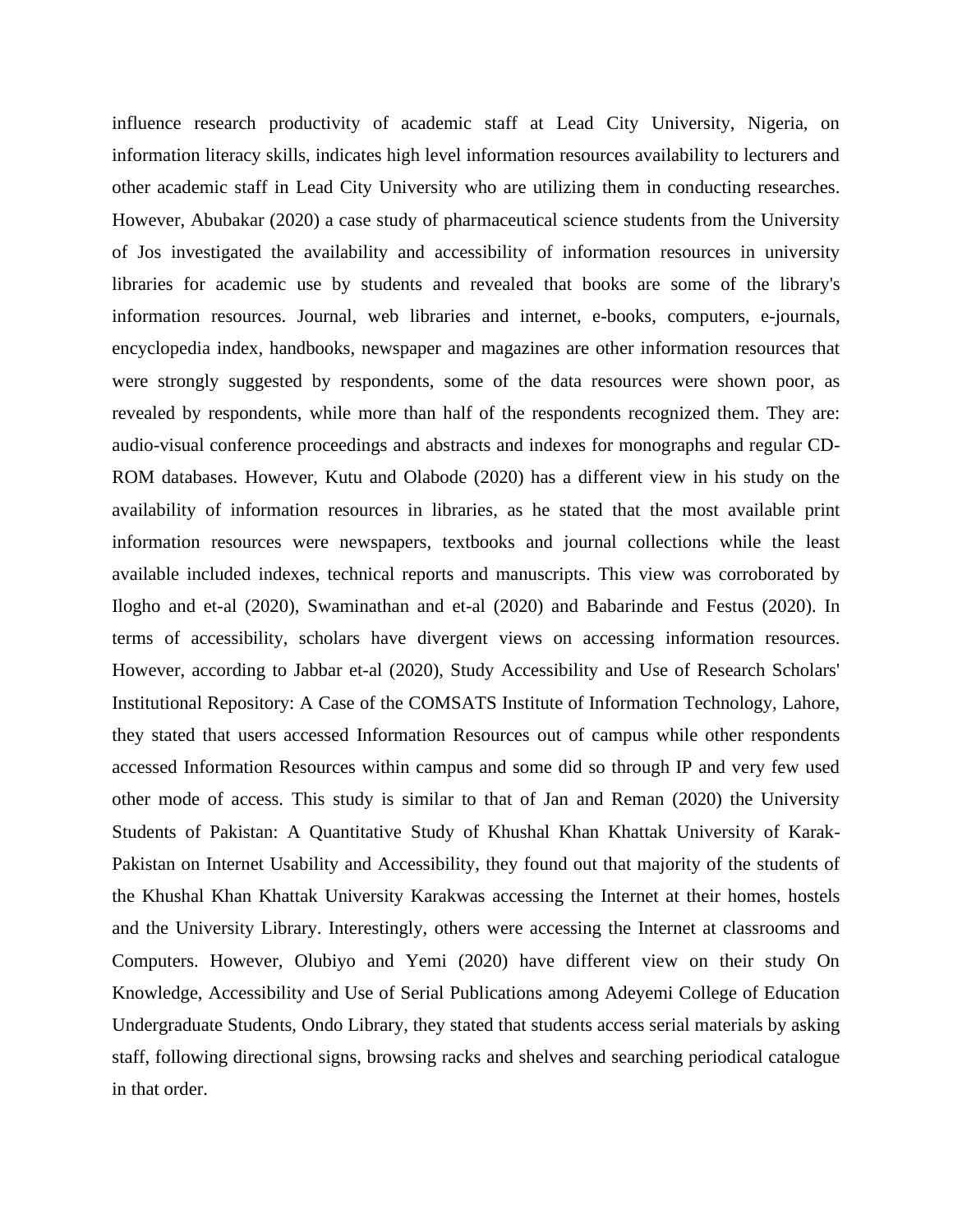influence research productivity of academic staff at Lead City University, Nigeria, on information literacy skills, indicates high level information resources availability to lecturers and other academic staff in Lead City University who are utilizing them in conducting researches. However, Abubakar (2020) a case study of pharmaceutical science students from the University of Jos investigated the availability and accessibility of information resources in university libraries for academic use by students and revealed that books are some of the library's information resources. Journal, web libraries and internet, e-books, computers, e-journals, encyclopedia index, handbooks, newspaper and magazines are other information resources that were strongly suggested by respondents, some of the data resources were shown poor, as revealed by respondents, while more than half of the respondents recognized them. They are: audio-visual conference proceedings and abstracts and indexes for monographs and regular CD-ROM databases. However, Kutu and Olabode (2020) has a different view in his study on the availability of information resources in libraries, as he stated that the most available print information resources were newspapers, textbooks and journal collections while the least available included indexes, technical reports and manuscripts. This view was corroborated by Ilogho and et-al (2020), Swaminathan and et-al (2020) and Babarinde and Festus (2020). In terms of accessibility, scholars have divergent views on accessing information resources. However, according to Jabbar et-al (2020), Study Accessibility and Use of Research Scholars' Institutional Repository: A Case of the COMSATS Institute of Information Technology, Lahore, they stated that users accessed Information Resources out of campus while other respondents accessed Information Resources within campus and some did so through IP and very few used other mode of access. This study is similar to that of Jan and Reman (2020) the University Students of Pakistan: A Quantitative Study of Khushal Khan Khattak University of Karak-Pakistan on Internet Usability and Accessibility, they found out that majority of the students of the Khushal Khan Khattak University Karakwas accessing the Internet at their homes, hostels and the University Library. Interestingly, others were accessing the Internet at classrooms and Computers. However, Olubiyo and Yemi (2020) have different view on their study On Knowledge, Accessibility and Use of Serial Publications among Adeyemi College of Education Undergraduate Students, Ondo Library, they stated that students access serial materials by asking staff, following directional signs, browsing racks and shelves and searching periodical catalogue in that order.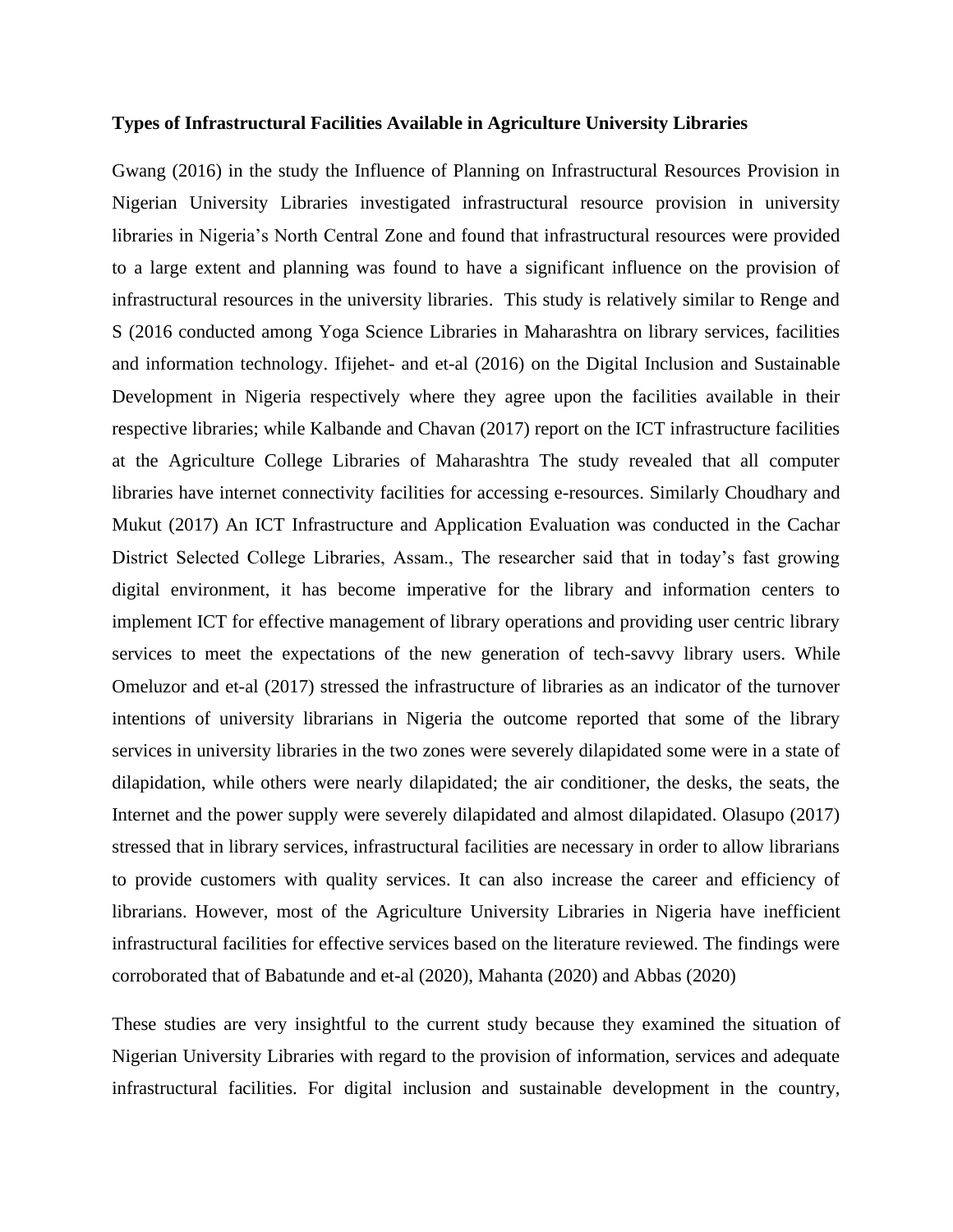**Types of Infrastructural Facilities Available in Agriculture University Libraries**

Gwang (2016) in the study the Influence of Planning on Infrastructural Resources Provision in Nigerian University Libraries investigated infrastructural resource provision in university libraries in Nigeria's North Central Zone and found that infrastructural resources were provided to a large extent and planning was found to have a significant influence on the provision of infrastructural resources in the university libraries. This study is relatively similar to Renge and S (2016 conducted among Yoga Science Libraries in Maharashtra on library services, facilities and information technology. Ifijehet- and et-al (2016) on the Digital Inclusion and Sustainable Development in Nigeria respectively where they agree upon the facilities available in their respective libraries; while Kalbande and Chavan (2017) report on the ICT infrastructure facilities at the Agriculture College Libraries of Maharashtra The study revealed that all computer libraries have internet connectivity facilities for accessing e-resources. Similarly Choudhary and Mukut (2017) An ICT Infrastructure and Application Evaluation was conducted in the Cachar District Selected College Libraries, Assam., The researcher said that in today's fast growing digital environment, it has become imperative for the library and information centers to implement ICT for effective management of library operations and providing user centric library services to meet the expectations of the new generation of tech-savvy library users. While Omeluzor and et-al (2017) stressed the infrastructure of libraries as an indicator of the turnover intentions of university librarians in Nigeria the outcome reported that some of the library services in university libraries in the two zones were severely dilapidated some were in a state of dilapidation, while others were nearly dilapidated; the air conditioner, the desks, the seats, the Internet and the power supply were severely dilapidated and almost dilapidated. Olasupo (2017) stressed that in library services, infrastructural facilities are necessary in order to allow librarians to provide customers with quality services. It can also increase the career and efficiency of librarians. However, most of the Agriculture University Libraries in Nigeria have inefficient infrastructural facilities for effective services based on the literature reviewed. The findings were corroborated that of Babatunde and et-al (2020), Mahanta (2020) and Abbas (2020)

These studies are very insightful to the current study because they examined the situation of Nigerian University Libraries with regard to the provision of information, services and adequate infrastructural facilities. For digital inclusion and sustainable development in the country,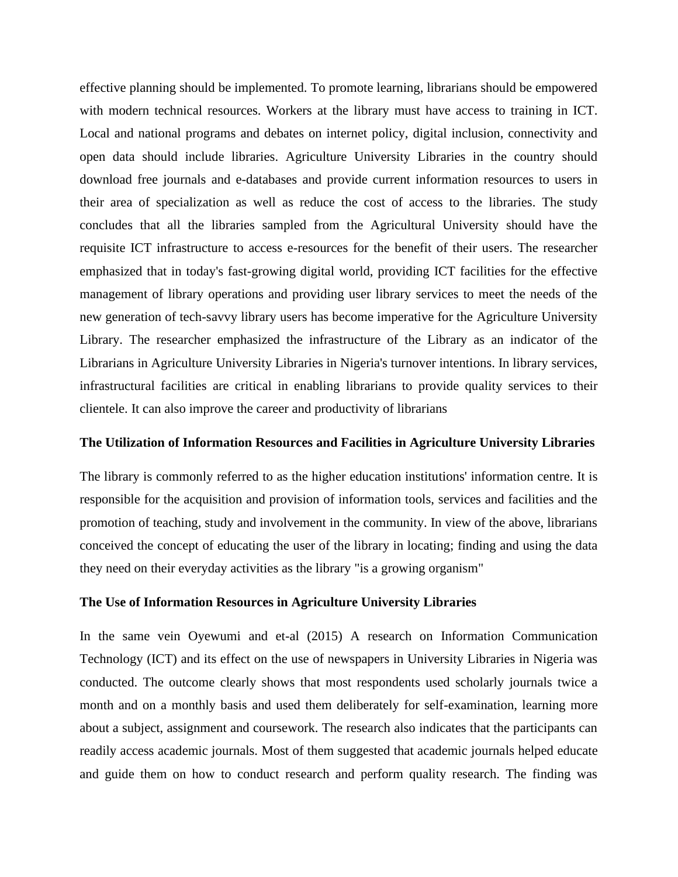effective planning should be implemented. To promote learning, librarians should be empowered with modern technical resources. Workers at the library must have access to training in ICT. Local and national programs and debates on internet policy, digital inclusion, connectivity and open data should include libraries. Agriculture University Libraries in the country should download free journals and e-databases and provide current information resources to users in their area of specialization as well as reduce the cost of access to the libraries. The study concludes that all the libraries sampled from the Agricultural University should have the requisite ICT infrastructure to access e-resources for the benefit of their users. The researcher emphasized that in today's fast-growing digital world, providing ICT facilities for the effective management of library operations and providing user library services to meet the needs of the new generation of tech-savvy library users has become imperative for the Agriculture University Library. The researcher emphasized the infrastructure of the Library as an indicator of the Librarians in Agriculture University Libraries in Nigeria's turnover intentions. In library services, infrastructural facilities are critical in enabling librarians to provide quality services to their clientele. It can also improve the career and productivity of librarians

**The Utilization of Information Resources and Facilities in Agriculture University Libraries**

The library is commonly referred to as the higher education institutions' information centre. It is responsible for the acquisition and provision of information tools, services and facilities and the promotion of teaching, study and involvement in the community. In view of the above, librarians conceived the concept of educating the user of the library in locating; finding and using the data they need on their everyday activities as the library "is a growing organism"

**The Use of Information Resources in Agriculture University Libraries**

In the same vein Oyewumi and et-al (2015) A research on Information Communication Technology (ICT) and its effect on the use of newspapers in University Libraries in Nigeria was conducted. The outcome clearly shows that most respondents used scholarly journals twice a month and on a monthly basis and used them deliberately for self-examination, learning more about a subject, assignment and coursework. The research also indicates that the participants can readily access academic journals. Most of them suggested that academic journals helped educate and guide them on how to conduct research and perform quality research. The finding was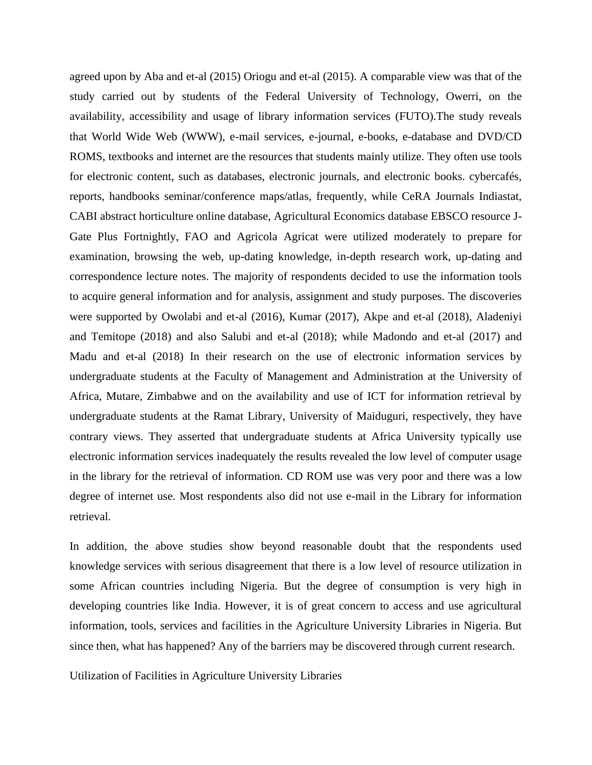agreed upon by Aba and et-al (2015) Oriogu and et-al (2015). A comparable view was that of the study carried out by students of the Federal University of Technology, Owerri, on the availability, accessibility and usage of library information services (FUTO).The study reveals that World Wide Web (WWW), e-mail services, e-journal, e-books, e-database and DVD/CD ROMS, textbooks and internet are the resources that students mainly utilize. They often use tools for electronic content, such as databases, electronic journals, and electronic books. cybercafés, reports, handbooks seminar/conference maps/atlas, frequently, while CeRA Journals Indiastat, CABI abstract horticulture online database, Agricultural Economics database EBSCO resource J-Gate Plus Fortnightly, FAO and Agricola Agricat were utilized moderately to prepare for examination, browsing the web, up-dating knowledge, in-depth research work, up-dating and correspondence lecture notes. The majority of respondents decided to use the information tools to acquire general information and for analysis, assignment and study purposes. The discoveries were supported by Owolabi and et-al (2016), Kumar (2017), Akpe and et-al (2018), Aladeniyi and Temitope (2018) and also Salubi and et-al (2018); while Madondo and et-al (2017) and Madu and et-al (2018) In their research on the use of electronic information services by undergraduate students at the Faculty of Management and Administration at the University of Africa, Mutare, Zimbabwe and on the availability and use of ICT for information retrieval by undergraduate students at the Ramat Library, University of Maiduguri, respectively, they have contrary views. They asserted that undergraduate students at Africa University typically use electronic information services inadequately the results revealed the low level of computer usage in the library for the retrieval of information. CD ROM use was very poor and there was a low degree of internet use. Most respondents also did not use e-mail in the Library for information retrieval.

In addition, the above studies show beyond reasonable doubt that the respondents used knowledge services with serious disagreement that there is a low level of resource utilization in some African countries including Nigeria. But the degree of consumption is very high in developing countries like India. However, it is of great concern to access and use agricultural information, tools, services and facilities in the Agriculture University Libraries in Nigeria. But since then, what has happened? Any of the barriers may be discovered through current research.

## Utilization of Facilities in Agriculture University Libraries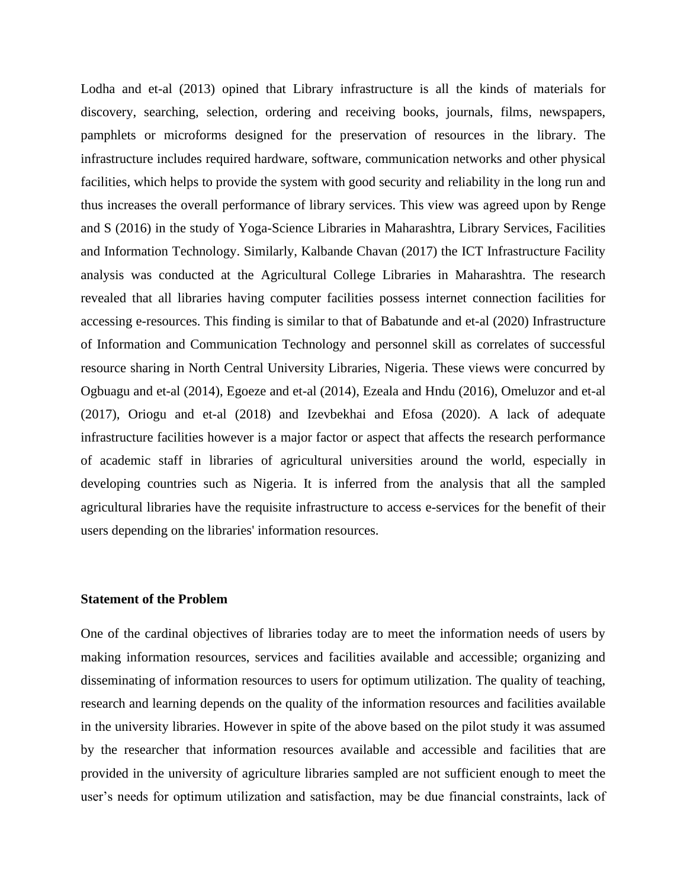Lodha and et-al (2013) opined that Library infrastructure is all the kinds of materials for discovery, searching, selection, ordering and receiving books, journals, films, newspapers, pamphlets or microforms designed for the preservation of resources in the library. The infrastructure includes required hardware, software, communication networks and other physical facilities, which helps to provide the system with good security and reliability in the long run and thus increases the overall performance of library services. This view was agreed upon by Renge and S (2016) in the study of Yoga-Science Libraries in Maharashtra, Library Services, Facilities and Information Technology. Similarly, Kalbande Chavan (2017) the ICT Infrastructure Facility analysis was conducted at the Agricultural College Libraries in Maharashtra. The research revealed that all libraries having computer facilities possess internet connection facilities for accessing e-resources. This finding is similar to that of Babatunde and et-al (2020) Infrastructure of Information and Communication Technology and personnel skill as correlates of successful resource sharing in North Central University Libraries, Nigeria. These views were concurred by Ogbuagu and et-al (2014), Egoeze and et-al (2014), Ezeala and Hndu (2016), Omeluzor and et-al (2017), Oriogu and et-al (2018) and Izevbekhai and Efosa (2020). A lack of adequate infrastructure facilities however is a major factor or aspect that affects the research performance of academic staff in libraries of agricultural universities around the world, especially in developing countries such as Nigeria. It is inferred from the analysis that all the sampled agricultural libraries have the requisite infrastructure to access e-services for the benefit of their users depending on the libraries' information resources.

**Statement of the Problem**

One of the cardinal objectives of libraries today are to meet the information needs of users by making information resources, services and facilities available and accessible; organizing and disseminating of information resources to users for optimum utilization. The quality of teaching, research and learning depends on the quality of the information resources and facilities available in the university libraries. However in spite of the above based on the pilot study it was assumed by the researcher that information resources available and accessible and facilities that are provided in the university of agriculture libraries sampled are not sufficient enough to meet the user's needs for optimum utilization and satisfaction, may be due financial constraints, lack of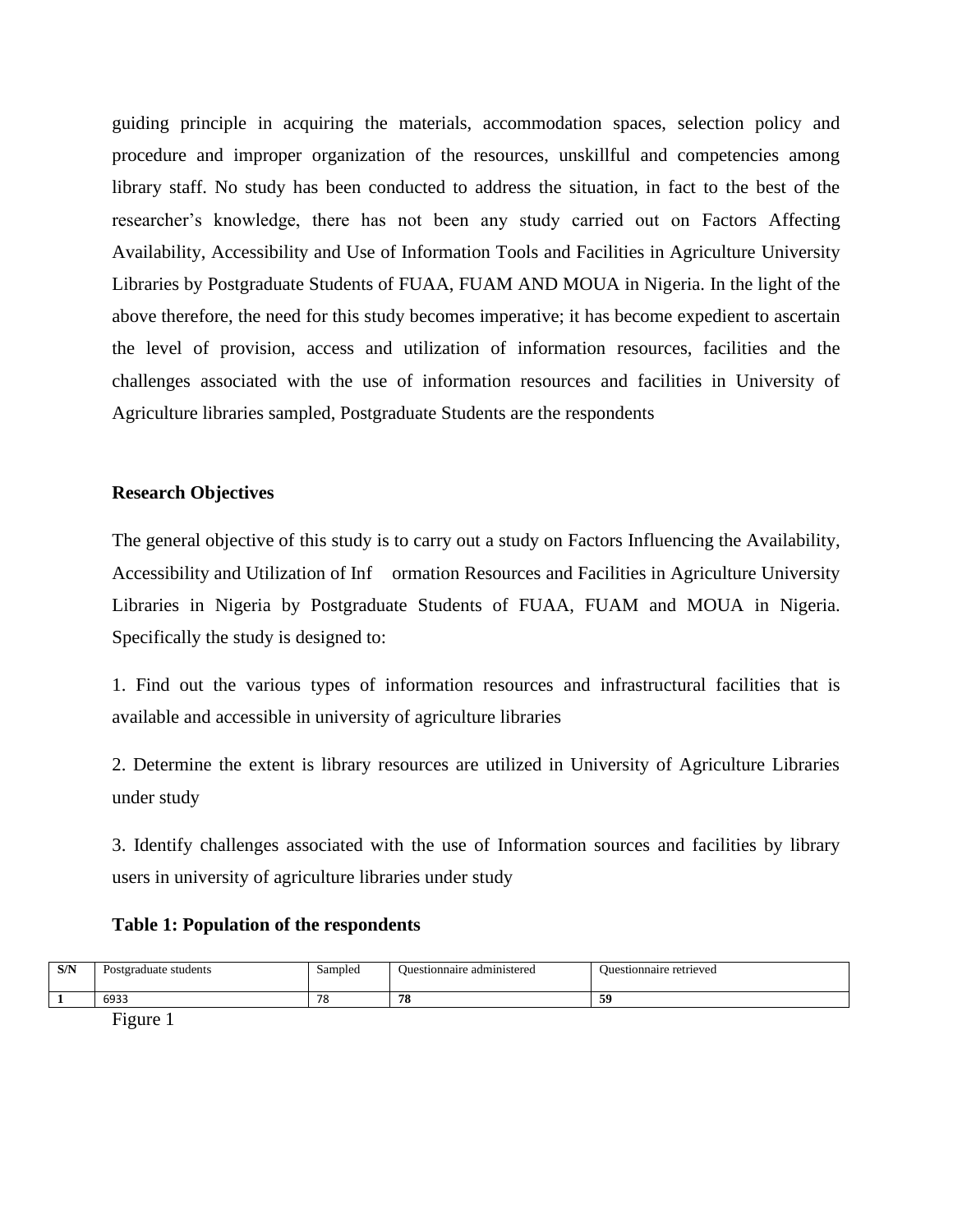guiding principle in acquiring the materials, accommodation spaces, selection policy and procedure and improper organization of the resources, unskillful and competencies among library staff. No study has been conducted to address the situation, in fact to the best of the researcher's knowledge, there has not been any study carried out on Factors Affecting Availability, Accessibility and Use of Information Tools and Facilities in Agriculture University Libraries by Postgraduate Students of FUAA, FUAM AND MOUA in Nigeria. In the light of the above therefore, the need for this study becomes imperative; it has become expedient to ascertain the level of provision, access and utilization of information resources, facilities and the challenges associated with the use of information resources and facilities in University of Agriculture libraries sampled, Postgraduate Students are the respondents

**Research Objectives**

The general objective of this study is to carry out a study on Factors Influencing the Availability, Accessibility and Utilization of Inf ormation Resources and Facilities in Agriculture University Libraries in Nigeria by Postgraduate Students of FUAA, FUAM and MOUA in Nigeria. Specifically the study is designed to:

1. Find out the various types of information resources and infrastructural facilities that is available and accessible in university of agriculture libraries

2. Determine the extent is library resources are utilized in University of Agriculture Libraries under study

3. Identify challenges associated with the use of Information sources and facilities by library users in university of agriculture libraries under study

**Table 1: Population of the respondents**

| S/N | Postgraduate students | Sampled | Questionnaire administered | Questionnaire retrieved |
|---|---|---|---|---|
| **1** | 6933 | 78 | **78** | **59** |

Figure 1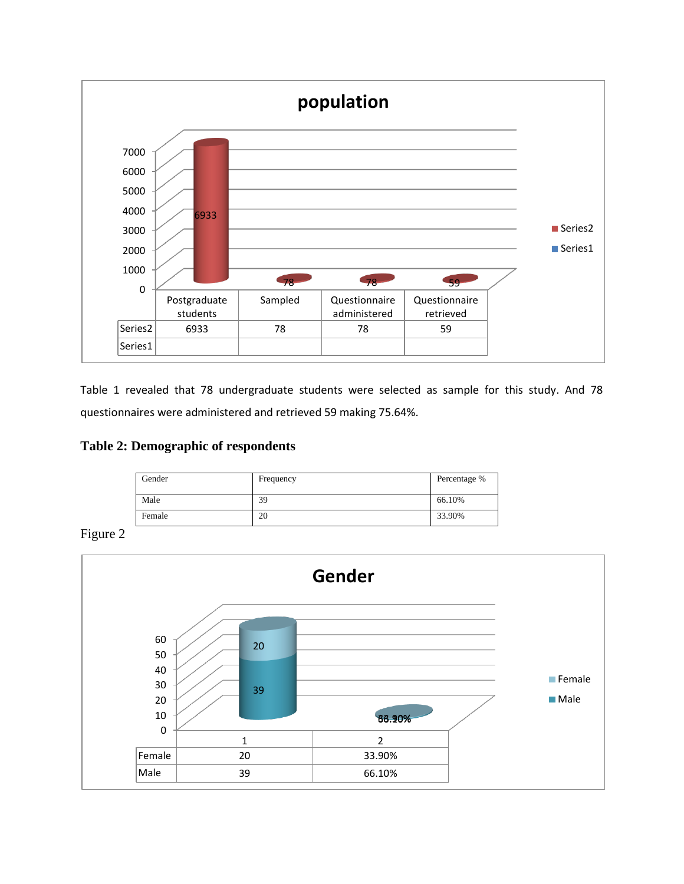**population**

| | Postgraduate students | Sampled | Questionnaire administered | Questionnaire retrieved |
|---|---|---|---|---|
| Series2 | 6933 | 78 | 78 | 59 |
| Series1 | | | | |

Table 1 revealed that 78 undergraduate students were selected as sample for this study. And 78 questionnaires were administered and retrieved 59 making 75.64%.

**Table 2: Demographic of respondents**

| Gender | Frequency | Percentage % |
|---|---|---|
| Male | 39 | 66.10% |
| Female | 20 | 33.90% |

Figure 2

**Gender**

| | 1 | 2 |
|---|---|---|
| Female | 20 | 33.90% |
| Male | 39 | 66.10% |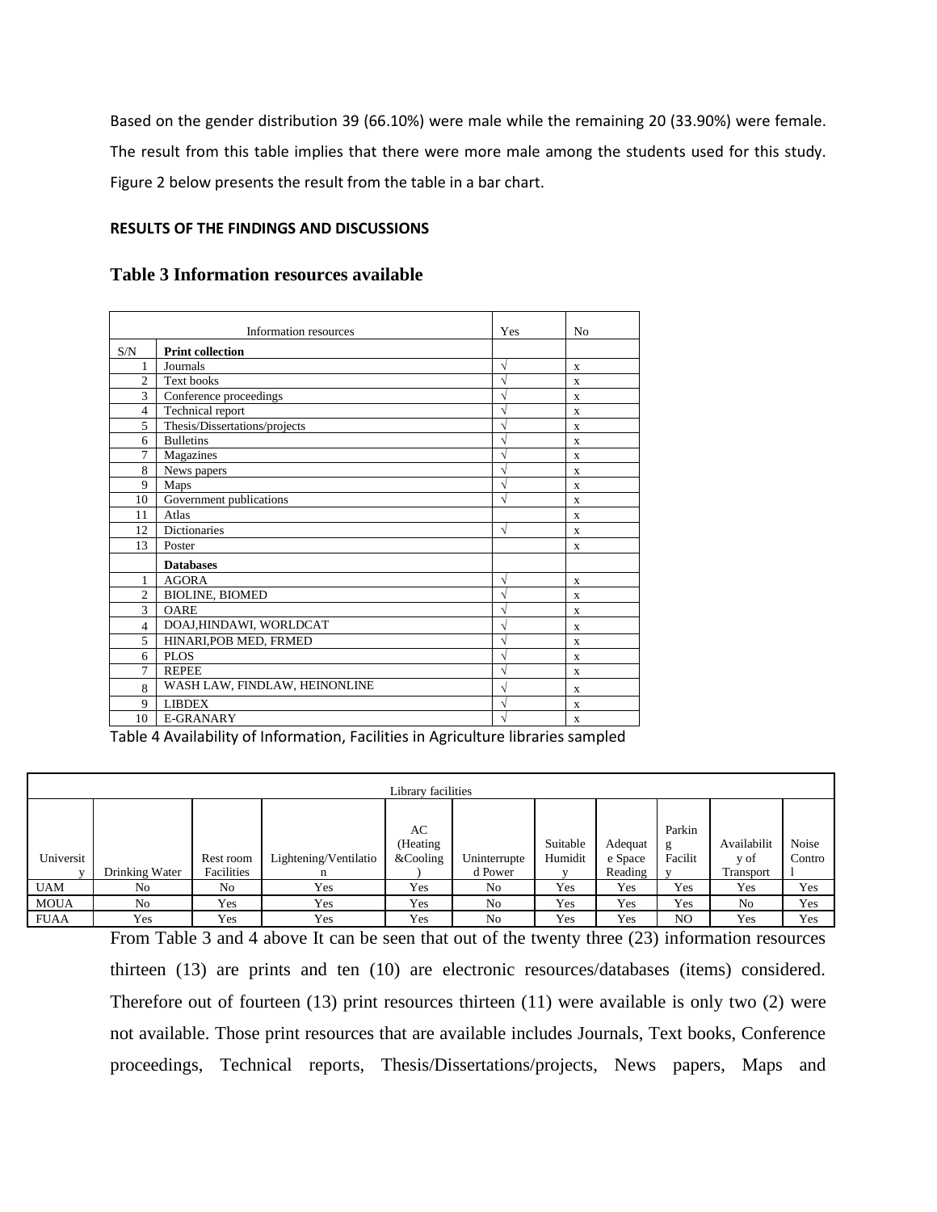Based on the gender distribution 39 (66.10%) were male while the remaining 20 (33.90%) were female. The result from this table implies that there were more male among the students used for this study. Figure 2 below presents the result from the table in a bar chart.

**RESULTS OF THE FINDINGS AND DISCUSSIONS**

## Table 3 Information resources available

| | Information resources | Yes | No |
|---|---|---|---|
| S/N | **Print collection** | | |
| 1 | Journals | √ | x |
| 2 | Text books | √ | x |
| 3 | Conference proceedings | √ | x |
| 4 | Technical report | √ | x |
| 5 | Thesis/Dissertations/projects | √ | x |
| 6 | Bulletins | √ | x |
| 7 | Magazines | √ | x |
| 8 | News papers | √ | x |
| 9 | Maps | √ | x |
| 10 | Government publications | √ | x |
| 11 | Atlas | | x |
| 12 | Dictionaries | √ | x |
| 13 | Poster | | x |
| | **Databases** | | |
| 1 | AGORA | √ | x |
| 2 | BIOLINE, BIOMED | √ | x |
| 3 | OARE | √ | x |
| 4 | DOAJ,HINDAWI, WORLDCAT | √ | x |
| 5 | HINARI,POB MED, FRMED | √ | x |
| 6 | PLOS | √ | x |
| 7 | REPEE | √ | x |
| 8 | WASH LAW, FINDLAW, HEINONLINE | √ | x |
| 9 | LIBDEX | √ | x |
| 10 | E-GRANARY | √ | x |

Table 4 Availability of Information, Facilities in Agriculture libraries sampled

| Library facilities | | | | | | | | | | |
|---|---|---|---|---|---|---|---|---|---|---|
| University | Drinking Water | Rest room Facilities | Lightening/Ventilation | AC (Heating &Cooling) | Uninterrupted Power | Suitable Humidity | Adequate Space Reading | Parking Facility | Availability of Transport | Noise Control |
| UAM | No | No | Yes | Yes | No | Yes | Yes | Yes | Yes | Yes |
| MOUA | No | Yes | Yes | Yes | No | Yes | Yes | Yes | No | Yes |
| FUAA | Yes | Yes | Yes | Yes | No | Yes | Yes | NO | Yes | Yes |

From Table 3 and 4 above It can be seen that out of the twenty three (23) information resources thirteen (13) are prints and ten (10) are electronic resources/databases (items) considered. Therefore out of fourteen (13) print resources thirteen (11) were available is only two (2) were not available. Those print resources that are available includes Journals, Text books, Conference proceedings, Technical reports, Thesis/Dissertations/projects, News papers, Maps and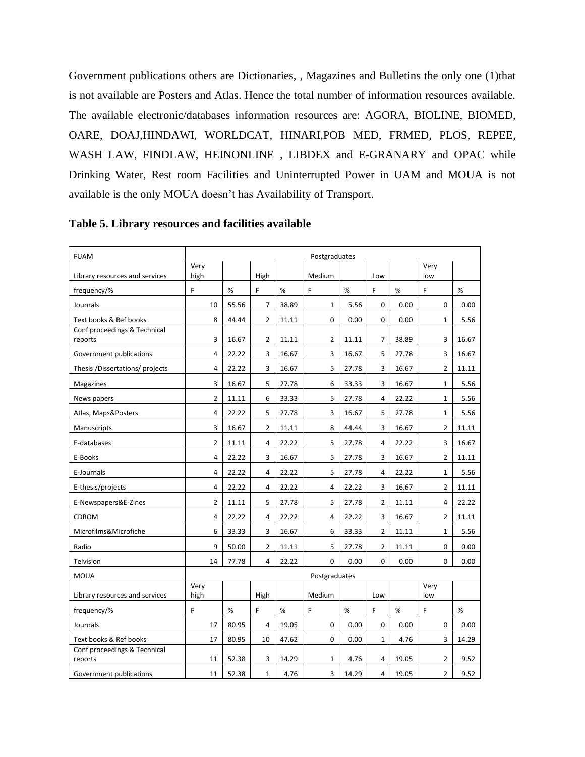Government publications others are Dictionaries, , Magazines and Bulletins the only one (1)that is not available are Posters and Atlas. Hence the total number of information resources available. The available electronic/databases information resources are: AGORA, BIOLINE, BIOMED, OARE, DOAJ,HINDAWI, WORLDCAT, HINARI,POB MED, FRMED, PLOS, REPEE, WASH LAW, FINDLAW, HEINONLINE , LIBDEX and E-GRANARY and OPAC while Drinking Water, Rest room Facilities and Uninterrupted Power in UAM and MOUA is not available is the only MOUA doesn't has Availability of Transport.

**Table 5. Library resources and facilities available**

| FUAM | Postgraduates | | | | | | | | | |
|---|---|---|---|---|---|---|---|---|---|---|
| Library resources and services | Very high | | High | | Medium | | Low | | Very low | |
| frequency/% | F | % | F | % | F | % | F | % | F | % |
| Journals | 10 | 55.56 | 7 | 38.89 | 1 | 5.56 | 0 | 0.00 | 0 | 0.00 |
| Text books & Ref books | 8 | 44.44 | 2 | 11.11 | 0 | 0.00 | 0 | 0.00 | 1 | 5.56 |
| Conf proceedings & Technical reports | 3 | 16.67 | 2 | 11.11 | 2 | 11.11 | 7 | 38.89 | 3 | 16.67 |
| Government publications | 4 | 22.22 | 3 | 16.67 | 3 | 16.67 | 5 | 27.78 | 3 | 16.67 |
| Thesis /Dissertations/ projects | 4 | 22.22 | 3 | 16.67 | 5 | 27.78 | 3 | 16.67 | 2 | 11.11 |
| Magazines | 3 | 16.67 | 5 | 27.78 | 6 | 33.33 | 3 | 16.67 | 1 | 5.56 |
| News papers | 2 | 11.11 | 6 | 33.33 | 5 | 27.78 | 4 | 22.22 | 1 | 5.56 |
| Atlas, Maps&Posters | 4 | 22.22 | 5 | 27.78 | 3 | 16.67 | 5 | 27.78 | 1 | 5.56 |
| Manuscripts | 3 | 16.67 | 2 | 11.11 | 8 | 44.44 | 3 | 16.67 | 2 | 11.11 |
| E-databases | 2 | 11.11 | 4 | 22.22 | 5 | 27.78 | 4 | 22.22 | 3 | 16.67 |
| E-Books | 4 | 22.22 | 3 | 16.67 | 5 | 27.78 | 3 | 16.67 | 2 | 11.11 |
| E-Journals | 4 | 22.22 | 4 | 22.22 | 5 | 27.78 | 4 | 22.22 | 1 | 5.56 |
| E-thesis/projects | 4 | 22.22 | 4 | 22.22 | 4 | 22.22 | 3 | 16.67 | 2 | 11.11 |
| E-Newspapers&E-Zines | 2 | 11.11 | 5 | 27.78 | 5 | 27.78 | 2 | 11.11 | 4 | 22.22 |
| CDROM | 4 | 22.22 | 4 | 22.22 | 4 | 22.22 | 3 | 16.67 | 2 | 11.11 |
| Microfilms&Microfiche | 6 | 33.33 | 3 | 16.67 | 6 | 33.33 | 2 | 11.11 | 1 | 5.56 |
| Radio | 9 | 50.00 | 2 | 11.11 | 5 | 27.78 | 2 | 11.11 | 0 | 0.00 |
| Telvision | 14 | 77.78 | 4 | 22.22 | 0 | 0.00 | 0 | 0.00 | 0 | 0.00 |
| MOUA | Postgraduates | | | | | | | | | |
| Library resources and services | Very high | | High | | Medium | | Low | | Very low | |
| frequency/% | F | % | F | % | F | % | F | % | F | % |
| Journals | 17 | 80.95 | 4 | 19.05 | 0 | 0.00 | 0 | 0.00 | 0 | 0.00 |
| Text books & Ref books | 17 | 80.95 | 10 | 47.62 | 0 | 0.00 | 1 | 4.76 | 3 | 14.29 |
| Conf proceedings & Technical reports | 11 | 52.38 | 3 | 14.29 | 1 | 4.76 | 4 | 19.05 | 2 | 9.52 |
| Government publications | 11 | 52.38 | 1 | 4.76 | 3 | 14.29 | 4 | 19.05 | 2 | 9.52 |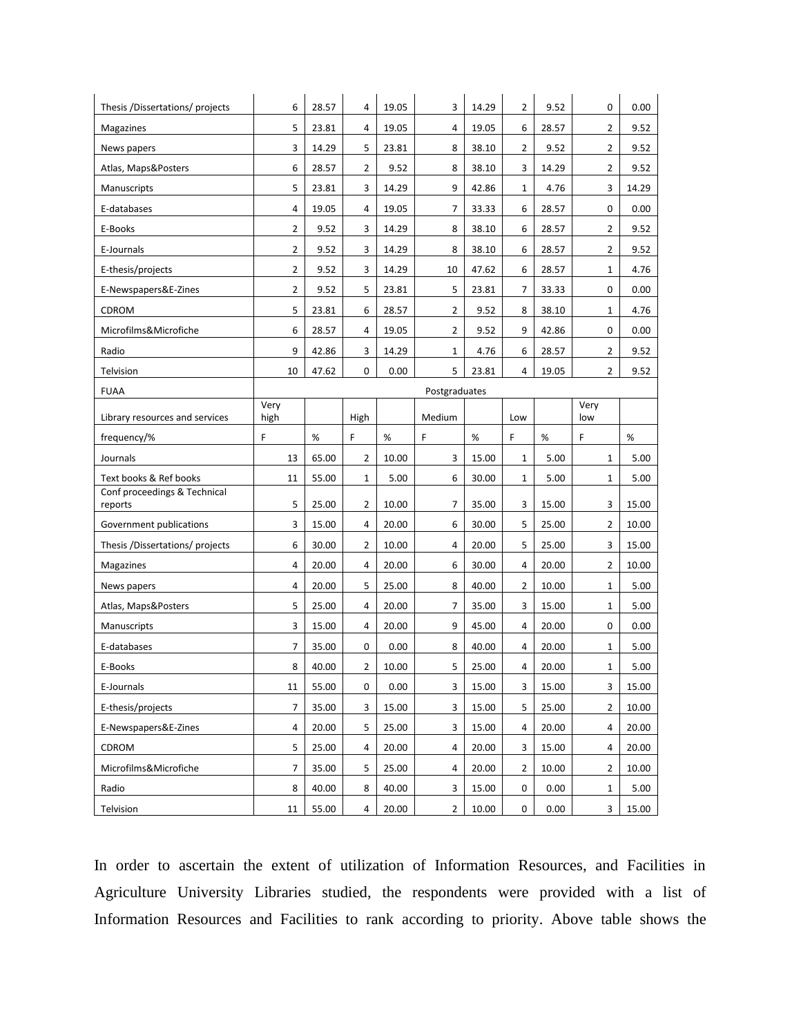| Thesis /Dissertations/ projects | 6 | 28.57 | 4 | 19.05 | 3 | 14.29 | 2 | 9.52 | 0 | 0.00 |
|---|---|---|---|---|---|---|---|---|---|---|
| Magazines | 5 | 23.81 | 4 | 19.05 | 4 | 19.05 | 6 | 28.57 | 2 | 9.52 |
| News papers | 3 | 14.29 | 5 | 23.81 | 8 | 38.10 | 2 | 9.52 | 2 | 9.52 |
| Atlas, Maps&Posters | 6 | 28.57 | 2 | 9.52 | 8 | 38.10 | 3 | 14.29 | 2 | 9.52 |
| Manuscripts | 5 | 23.81 | 3 | 14.29 | 9 | 42.86 | 1 | 4.76 | 3 | 14.29 |
| E-databases | 4 | 19.05 | 4 | 19.05 | 7 | 33.33 | 6 | 28.57 | 0 | 0.00 |
| E-Books | 2 | 9.52 | 3 | 14.29 | 8 | 38.10 | 6 | 28.57 | 2 | 9.52 |
| E-Journals | 2 | 9.52 | 3 | 14.29 | 8 | 38.10 | 6 | 28.57 | 2 | 9.52 |
| E-thesis/projects | 2 | 9.52 | 3 | 14.29 | 10 | 47.62 | 6 | 28.57 | 1 | 4.76 |
| E-Newspapers&E-Zines | 2 | 9.52 | 5 | 23.81 | 5 | 23.81 | 7 | 33.33 | 0 | 0.00 |
| CDROM | 5 | 23.81 | 6 | 28.57 | 2 | 9.52 | 8 | 38.10 | 1 | 4.76 |
| Microfilms&Microfiche | 6 | 28.57 | 4 | 19.05 | 2 | 9.52 | 9 | 42.86 | 0 | 0.00 |
| Radio | 9 | 42.86 | 3 | 14.29 | 1 | 4.76 | 6 | 28.57 | 2 | 9.52 |
| Telvision | 10 | 47.62 | 0 | 0.00 | 5 | 23.81 | 4 | 19.05 | 2 | 9.52 |
| FUAA | Postgraduates | | | | | | | | | |
| Library resources and services | Very high | | High | | Medium | | Low | | Very low | |
| frequency/% | F | % | F | % | F | % | F | % | F | % |
| Journals | 13 | 65.00 | 2 | 10.00 | 3 | 15.00 | 1 | 5.00 | 1 | 5.00 |
| Text books & Ref books | 11 | 55.00 | 1 | 5.00 | 6 | 30.00 | 1 | 5.00 | 1 | 5.00 |
| Conf proceedings & Technical reports | 5 | 25.00 | 2 | 10.00 | 7 | 35.00 | 3 | 15.00 | 3 | 15.00 |
| Government publications | 3 | 15.00 | 4 | 20.00 | 6 | 30.00 | 5 | 25.00 | 2 | 10.00 |
| Thesis /Dissertations/ projects | 6 | 30.00 | 2 | 10.00 | 4 | 20.00 | 5 | 25.00 | 3 | 15.00 |
| Magazines | 4 | 20.00 | 4 | 20.00 | 6 | 30.00 | 4 | 20.00 | 2 | 10.00 |
| News papers | 4 | 20.00 | 5 | 25.00 | 8 | 40.00 | 2 | 10.00 | 1 | 5.00 |
| Atlas, Maps&Posters | 5 | 25.00 | 4 | 20.00 | 7 | 35.00 | 3 | 15.00 | 1 | 5.00 |
| Manuscripts | 3 | 15.00 | 4 | 20.00 | 9 | 45.00 | 4 | 20.00 | 0 | 0.00 |
| E-databases | 7 | 35.00 | 0 | 0.00 | 8 | 40.00 | 4 | 20.00 | 1 | 5.00 |
| E-Books | 8 | 40.00 | 2 | 10.00 | 5 | 25.00 | 4 | 20.00 | 1 | 5.00 |
| E-Journals | 11 | 55.00 | 0 | 0.00 | 3 | 15.00 | 3 | 15.00 | 3 | 15.00 |
| E-thesis/projects | 7 | 35.00 | 3 | 15.00 | 3 | 15.00 | 5 | 25.00 | 2 | 10.00 |
| E-Newspapers&E-Zines | 4 | 20.00 | 5 | 25.00 | 3 | 15.00 | 4 | 20.00 | 4 | 20.00 |
| CDROM | 5 | 25.00 | 4 | 20.00 | 4 | 20.00 | 3 | 15.00 | 4 | 20.00 |
| Microfilms&Microfiche | 7 | 35.00 | 5 | 25.00 | 4 | 20.00 | 2 | 10.00 | 2 | 10.00 |
| Radio | 8 | 40.00 | 8 | 40.00 | 3 | 15.00 | 0 | 0.00 | 1 | 5.00 |
| Telvision | 11 | 55.00 | 4 | 20.00 | 2 | 10.00 | 0 | 0.00 | 3 | 15.00 |

In order to ascertain the extent of utilization of Information Resources, and Facilities in Agriculture University Libraries studied, the respondents were provided with a list of Information Resources and Facilities to rank according to priority. Above table shows the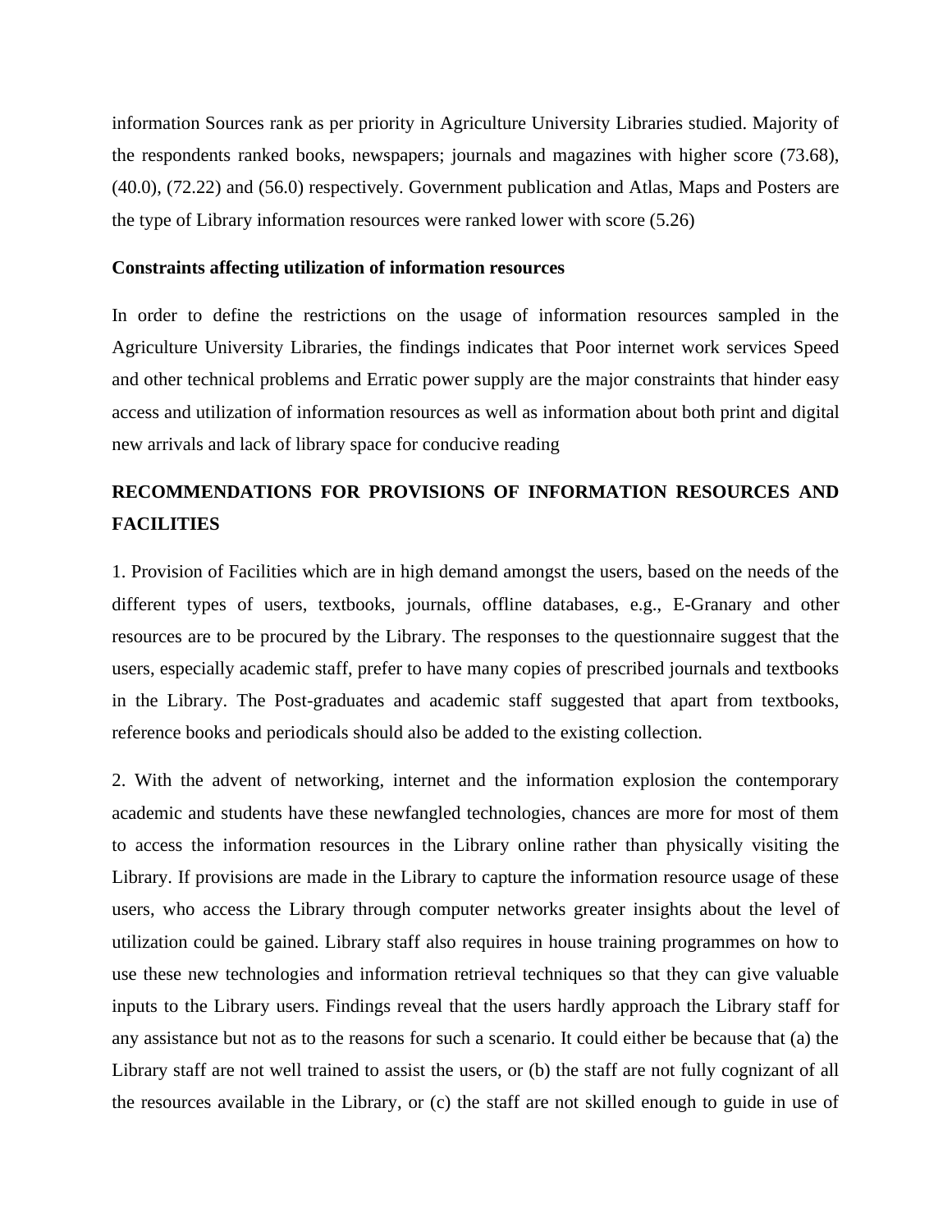information Sources rank as per priority in Agriculture University Libraries studied. Majority of the respondents ranked books, newspapers; journals and magazines with higher score (73.68), (40.0), (72.22) and (56.0) respectively. Government publication and Atlas, Maps and Posters are the type of Library information resources were ranked lower with score (5.26)

**Constraints affecting utilization of information resources**

In order to define the restrictions on the usage of information resources sampled in the Agriculture University Libraries, the findings indicates that Poor internet work services Speed and other technical problems and Erratic power supply are the major constraints that hinder easy access and utilization of information resources as well as information about both print and digital new arrivals and lack of library space for conducive reading

## RECOMMENDATIONS FOR PROVISIONS OF INFORMATION RESOURCES AND FACILITIES

1. Provision of Facilities which are in high demand amongst the users, based on the needs of the different types of users, textbooks, journals, offline databases, e.g., E-Granary and other resources are to be procured by the Library. The responses to the questionnaire suggest that the users, especially academic staff, prefer to have many copies of prescribed journals and textbooks in the Library. The Post-graduates and academic staff suggested that apart from textbooks, reference books and periodicals should also be added to the existing collection.

2. With the advent of networking, internet and the information explosion the contemporary academic and students have these newfangled technologies, chances are more for most of them to access the information resources in the Library online rather than physically visiting the Library. If provisions are made in the Library to capture the information resource usage of these users, who access the Library through computer networks greater insights about the level of utilization could be gained. Library staff also requires in house training programmes on how to use these new technologies and information retrieval techniques so that they can give valuable inputs to the Library users. Findings reveal that the users hardly approach the Library staff for any assistance but not as to the reasons for such a scenario. It could either be because that (a) the Library staff are not well trained to assist the users, or (b) the staff are not fully cognizant of all the resources available in the Library, or (c) the staff are not skilled enough to guide in use of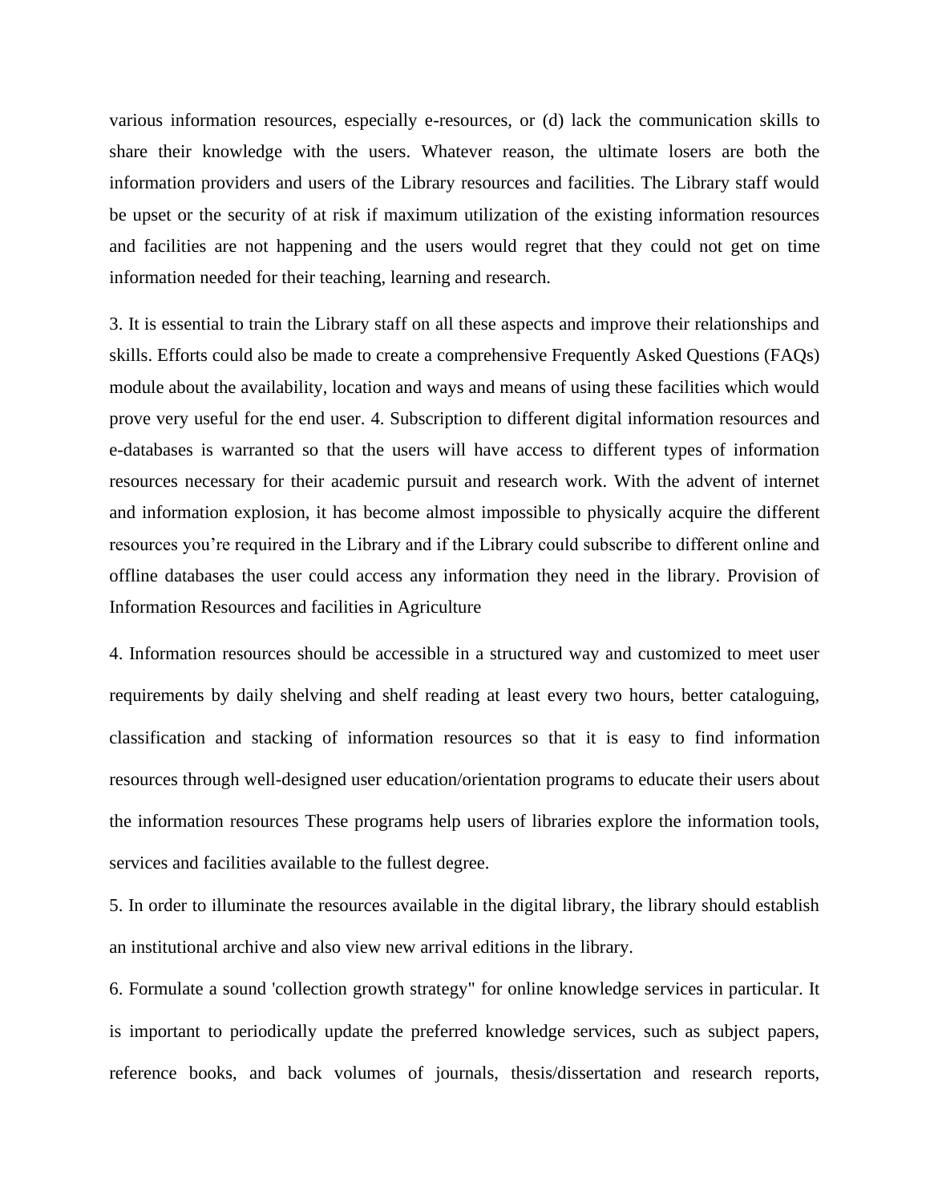various information resources, especially e-resources, or (d) lack the communication skills to share their knowledge with the users. Whatever reason, the ultimate losers are both the information providers and users of the Library resources and facilities. The Library staff would be upset or the security of at risk if maximum utilization of the existing information resources and facilities are not happening and the users would regret that they could not get on time information needed for their teaching, learning and research.

3. It is essential to train the Library staff on all these aspects and improve their relationships and skills. Efforts could also be made to create a comprehensive Frequently Asked Questions (FAQs) module about the availability, location and ways and means of using these facilities which would prove very useful for the end user. 4. Subscription to different digital information resources and e-databases is warranted so that the users will have access to different types of information resources necessary for their academic pursuit and research work. With the advent of internet and information explosion, it has become almost impossible to physically acquire the different resources you're required in the Library and if the Library could subscribe to different online and offline databases the user could access any information they need in the library. Provision of Information Resources and facilities in Agriculture

4. Information resources should be accessible in a structured way and customized to meet user requirements by daily shelving and shelf reading at least every two hours, better cataloguing, classification and stacking of information resources so that it is easy to find information resources through well-designed user education/orientation programs to educate their users about the information resources These programs help users of libraries explore the information tools, services and facilities available to the fullest degree.

5. In order to illuminate the resources available in the digital library, the library should establish an institutional archive and also view new arrival editions in the library.

6. Formulate a sound 'collection growth strategy" for online knowledge services in particular. It is important to periodically update the preferred knowledge services, such as subject papers, reference books, and back volumes of journals, thesis/dissertation and research reports,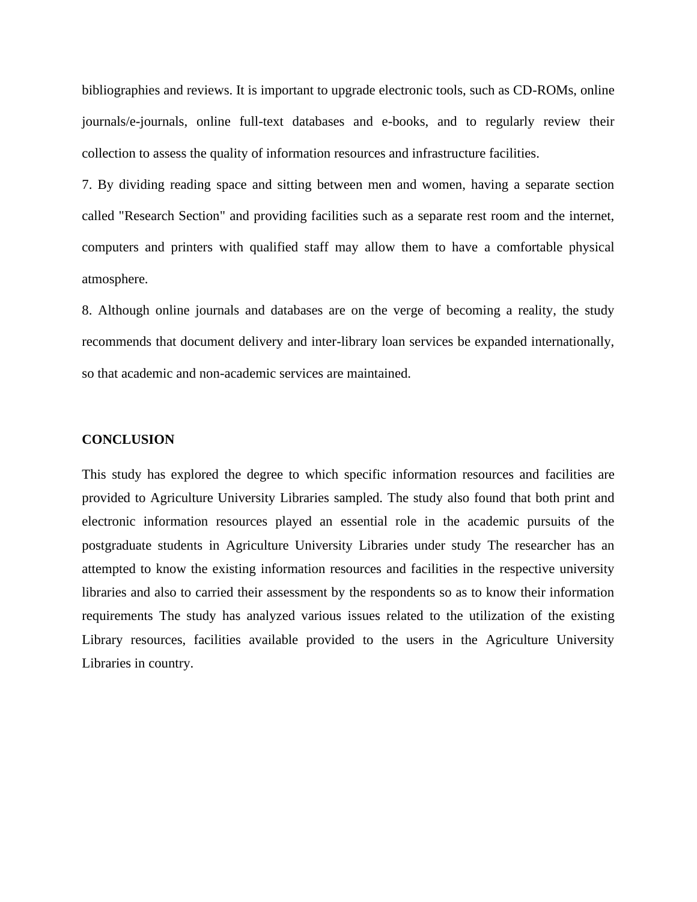bibliographies and reviews. It is important to upgrade electronic tools, such as CD-ROMs, online journals/e-journals, online full-text databases and e-books, and to regularly review their collection to assess the quality of information resources and infrastructure facilities.

7. By dividing reading space and sitting between men and women, having a separate section called "Research Section" and providing facilities such as a separate rest room and the internet, computers and printers with qualified staff may allow them to have a comfortable physical atmosphere.

8. Although online journals and databases are on the verge of becoming a reality, the study recommends that document delivery and inter-library loan services be expanded internationally, so that academic and non-academic services are maintained.

**CONCLUSION**

This study has explored the degree to which specific information resources and facilities are provided to Agriculture University Libraries sampled. The study also found that both print and electronic information resources played an essential role in the academic pursuits of the postgraduate students in Agriculture University Libraries under study The researcher has an attempted to know the existing information resources and facilities in the respective university libraries and also to carried their assessment by the respondents so as to know their information requirements The study has analyzed various issues related to the utilization of the existing Library resources, facilities available provided to the users in the Agriculture University Libraries in country.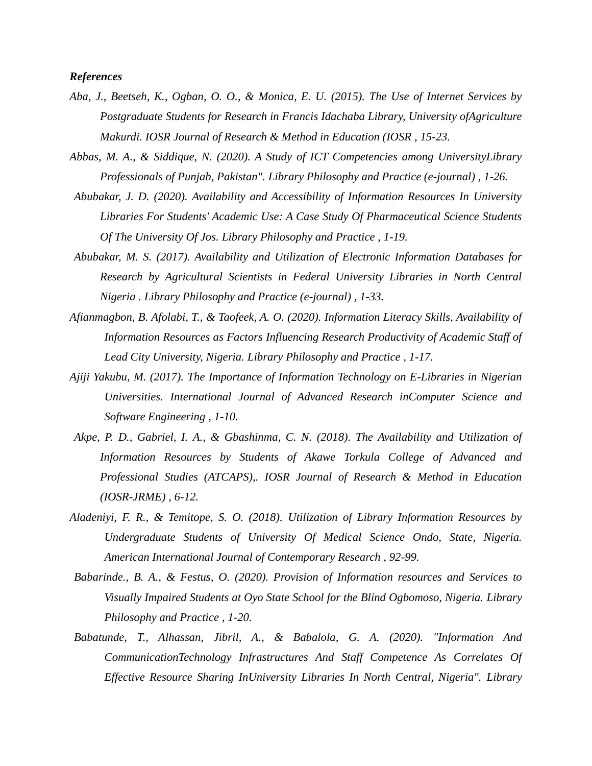***References***

*Aba, J., Beetseh, K., Ogban, O. O., & Monica, E. U. (2015). The Use of Internet Services by Postgraduate Students for Research in Francis Idachaba Library, University ofAgriculture Makurdi. IOSR Journal of Research & Method in Education (IOSR , 15-23.*

*Abbas, M. A., & Siddique, N. (2020). A Study of ICT Competencies among UniversityLibrary Professionals of Punjab, Pakistan". Library Philosophy and Practice (e-journal) , 1-26.*

*Abubakar, J. D. (2020). Availability and Accessibility of Information Resources In University Libraries For Students' Academic Use: A Case Study Of Pharmaceutical Science Students Of The University Of Jos. Library Philosophy and Practice , 1-19.*

*Abubakar, M. S. (2017). Availability and Utilization of Electronic Information Databases for Research by Agricultural Scientists in Federal University Libraries in North Central Nigeria . Library Philosophy and Practice (e-journal) , 1-33.*

*Afianmagbon, B. Afolabi, T., & Taofeek, A. O. (2020). Information Literacy Skills, Availability of Information Resources as Factors Influencing Research Productivity of Academic Staff of Lead City University, Nigeria. Library Philosophy and Practice , 1-17.*

*Ajiji Yakubu, M. (2017). The Importance of Information Technology on E-Libraries in Nigerian Universities. International Journal of Advanced Research inComputer Science and Software Engineering , 1-10.*

*Akpe, P. D., Gabriel, I. A., & Gbashinma, C. N. (2018). The Availability and Utilization of Information Resources by Students of Akawe Torkula College of Advanced and Professional Studies (ATCAPS),. IOSR Journal of Research & Method in Education (IOSR-JRME) , 6-12.*

*Aladeniyi, F. R., & Temitope, S. O. (2018). Utilization of Library Information Resources by Undergraduate Students of University Of Medical Science Ondo, State, Nigeria. American International Journal of Contemporary Research , 92-99.*

*Babarinde., B. A., & Festus, O. (2020). Provision of Information resources and Services to Visually Impaired Students at Oyo State School for the Blind Ogbomoso, Nigeria. Library Philosophy and Practice , 1-20.*

*Babatunde, T., Alhassan, Jibril, A., & Babalola, G. A. (2020). "Information And CommunicationTechnology Infrastructures And Staff Competence As Correlates Of Effective Resource Sharing InUniversity Libraries In North Central, Nigeria". Library*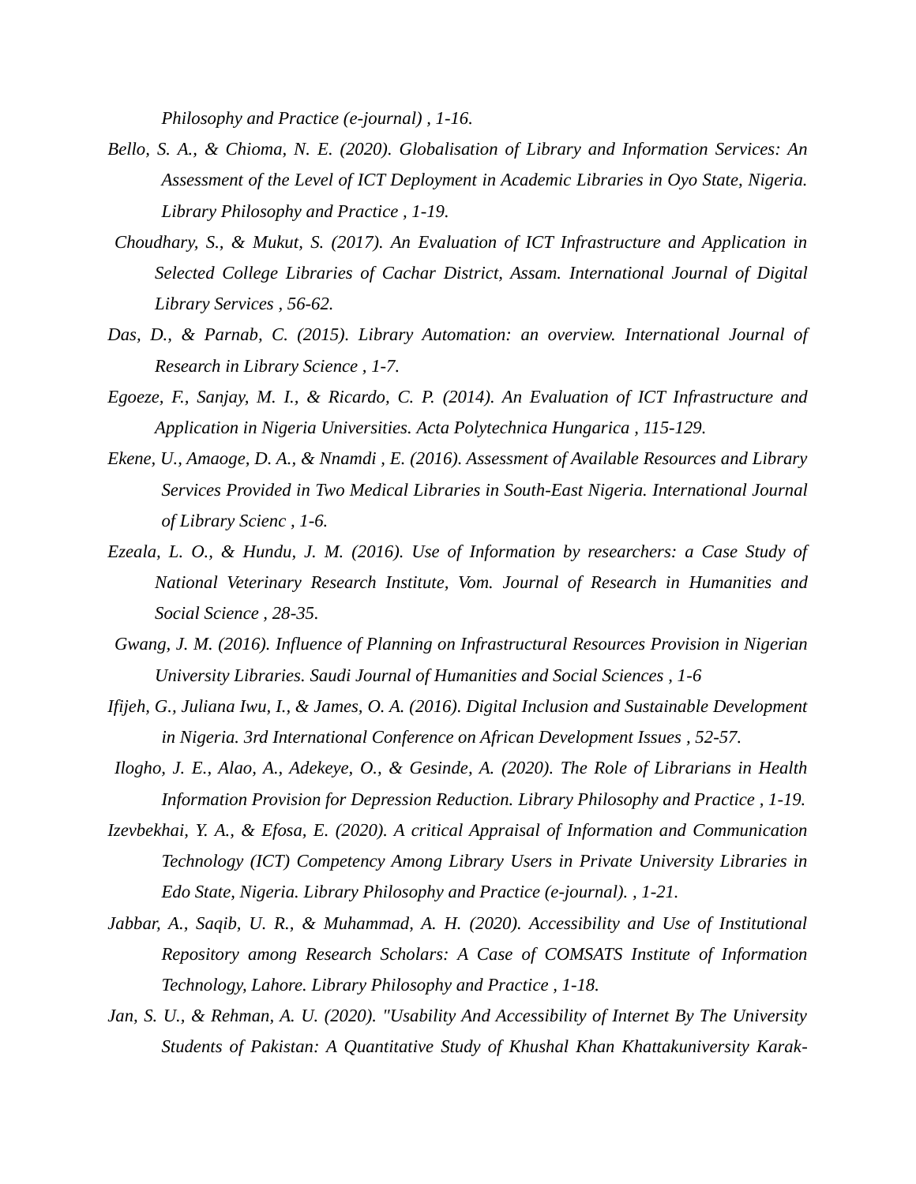*Philosophy and Practice (e-journal) , 1-16.*

*Bello, S. A., & Chioma, N. E. (2020). Globalisation of Library and Information Services: An Assessment of the Level of ICT Deployment in Academic Libraries in Oyo State, Nigeria. Library Philosophy and Practice , 1-19.*

*Choudhary, S., & Mukut, S. (2017). An Evaluation of ICT Infrastructure and Application in Selected College Libraries of Cachar District, Assam. International Journal of Digital Library Services , 56-62.*

*Das, D., & Parnab, C. (2015). Library Automation: an overview. International Journal of Research in Library Science , 1-7.*

*Egoeze, F., Sanjay, M. I., & Ricardo, C. P. (2014). An Evaluation of ICT Infrastructure and Application in Nigeria Universities. Acta Polytechnica Hungarica , 115-129.*

*Ekene, U., Amaoge, D. A., & Nnamdi , E. (2016). Assessment of Available Resources and Library Services Provided in Two Medical Libraries in South-East Nigeria. International Journal of Library Scienc , 1-6.*

*Ezeala, L. O., & Hundu, J. M. (2016). Use of Information by researchers: a Case Study of National Veterinary Research Institute, Vom. Journal of Research in Humanities and Social Science , 28-35.*

*Gwang, J. M. (2016). Influence of Planning on Infrastructural Resources Provision in Nigerian University Libraries. Saudi Journal of Humanities and Social Sciences , 1-6*

*Ifijeh, G., Juliana Iwu, I., & James, O. A. (2016). Digital Inclusion and Sustainable Development in Nigeria. 3rd International Conference on African Development Issues , 52-57.*

*Ilogho, J. E., Alao, A., Adekeye, O., & Gesinde, A. (2020). The Role of Librarians in Health Information Provision for Depression Reduction. Library Philosophy and Practice , 1-19.*

*Izevbekhai, Y. A., & Efosa, E. (2020). A critical Appraisal of Information and Communication Technology (ICT) Competency Among Library Users in Private University Libraries in Edo State, Nigeria. Library Philosophy and Practice (e-journal). , 1-21.*

*Jabbar, A., Saqib, U. R., & Muhammad, A. H. (2020). Accessibility and Use of Institutional Repository among Research Scholars: A Case of COMSATS Institute of Information Technology, Lahore. Library Philosophy and Practice , 1-18.*

*Jan, S. U., & Rehman, A. U. (2020). "Usability And Accessibility of Internet By The University Students of Pakistan: A Quantitative Study of Khushal Khan Khattakuniversity Karak-*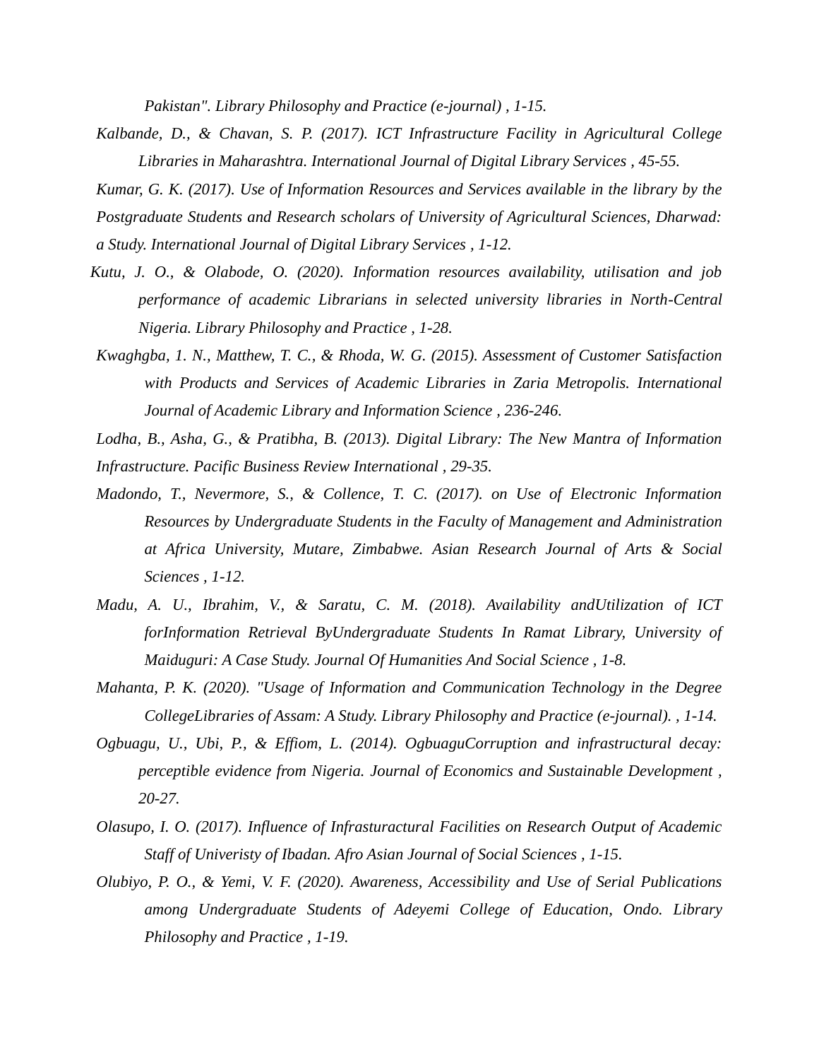*Pakistan". Library Philosophy and Practice (e-journal) , 1-15.*

*Kalbande, D., & Chavan, S. P. (2017). ICT Infrastructure Facility in Agricultural College Libraries in Maharashtra. International Journal of Digital Library Services , 45-55.*

*Kumar, G. K. (2017). Use of Information Resources and Services available in the library by the Postgraduate Students and Research scholars of University of Agricultural Sciences, Dharwad: a Study. International Journal of Digital Library Services , 1-12.*

*Kutu, J. O., & Olabode, O. (2020). Information resources availability, utilisation and job performance of academic Librarians in selected university libraries in North-Central Nigeria. Library Philosophy and Practice , 1-28.*

*Kwaghgba, 1. N., Matthew, T. C., & Rhoda, W. G. (2015). Assessment of Customer Satisfaction with Products and Services of Academic Libraries in Zaria Metropolis. International Journal of Academic Library and Information Science , 236-246.*

*Lodha, B., Asha, G., & Pratibha, B. (2013). Digital Library: The New Mantra of Information Infrastructure. Pacific Business Review International , 29-35.*

*Madondo, T., Nevermore, S., & Collence, T. C. (2017). on Use of Electronic Information Resources by Undergraduate Students in the Faculty of Management and Administration at Africa University, Mutare, Zimbabwe. Asian Research Journal of Arts & Social Sciences , 1-12.*

*Madu, A. U., Ibrahim, V., & Saratu, C. M. (2018). Availability andUtilization of ICT forInformation Retrieval ByUndergraduate Students In Ramat Library, University of Maiduguri: A Case Study. Journal Of Humanities And Social Science , 1-8.*

*Mahanta, P. K. (2020). "Usage of Information and Communication Technology in the Degree CollegeLibraries of Assam: A Study. Library Philosophy and Practice (e-journal). , 1-14.*

*Ogbuagu, U., Ubi, P., & Effiom, L. (2014). OgbuaguCorruption and infrastructural decay: perceptible evidence from Nigeria. Journal of Economics and Sustainable Development , 20-27.*

*Olasupo, I. O. (2017). Influence of Infrasturactural Facilities on Research Output of Academic Staff of Univeristy of Ibadan. Afro Asian Journal of Social Sciences , 1-15.*

*Olubiyo, P. O., & Yemi, V. F. (2020). Awareness, Accessibility and Use of Serial Publications among Undergraduate Students of Adeyemi College of Education, Ondo. Library Philosophy and Practice , 1-19.*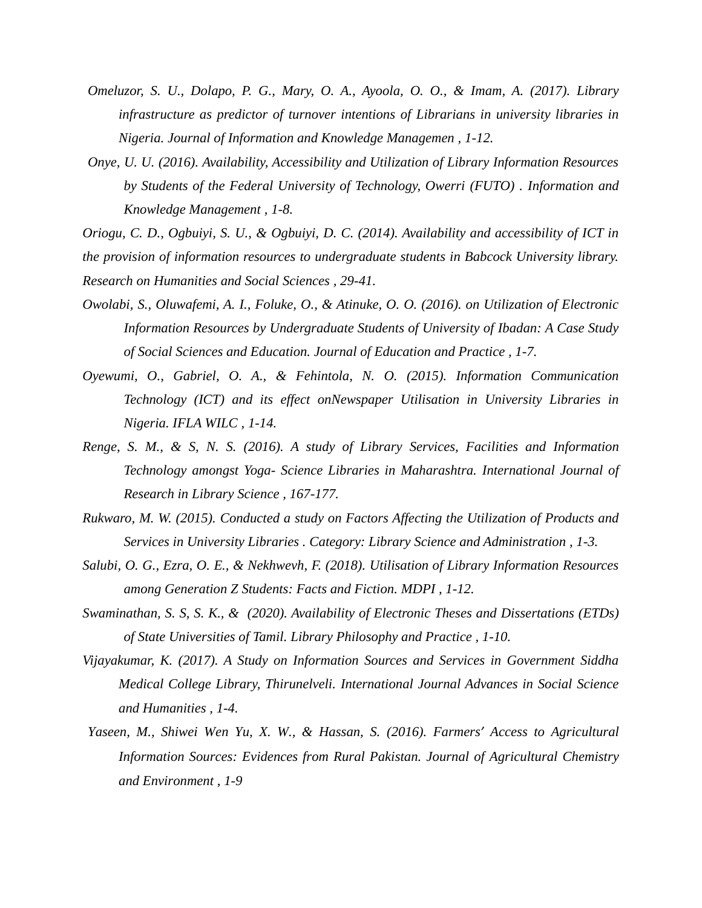*Omeluzor, S. U., Dolapo, P. G., Mary, O. A., Ayoola, O. O., & Imam, A. (2017). Library infrastructure as predictor of turnover intentions of Librarians in university libraries in Nigeria. Journal of Information and Knowledge Managemen , 1-12.*

*Onye, U. U. (2016). Availability, Accessibility and Utilization of Library Information Resources by Students of the Federal University of Technology, Owerri (FUTO) . Information and Knowledge Management , 1-8.*

*Oriogu, C. D., Ogbuiyi, S. U., & Ogbuiyi, D. C. (2014). Availability and accessibility of ICT in the provision of information resources to undergraduate students in Babcock University library. Research on Humanities and Social Sciences , 29-41.*

*Owolabi, S., Oluwafemi, A. I., Foluke, O., & Atinuke, O. O. (2016). on Utilization of Electronic Information Resources by Undergraduate Students of University of Ibadan: A Case Study of Social Sciences and Education. Journal of Education and Practice , 1-7.*

*Oyewumi, O., Gabriel, O. A., & Fehintola, N. O. (2015). Information Communication Technology (ICT) and its effect onNewspaper Utilisation in University Libraries in Nigeria. IFLA WILC , 1-14.*

*Renge, S. M., & S, N. S. (2016). A study of Library Services, Facilities and Information Technology amongst Yoga- Science Libraries in Maharashtra. International Journal of Research in Library Science , 167-177.*

*Rukwaro, M. W. (2015). Conducted a study on Factors Affecting the Utilization of Products and Services in University Libraries . Category: Library Science and Administration , 1-3.*

*Salubi, O. G., Ezra, O. E., & Nekhwevh, F. (2018). Utilisation of Library Information Resources among Generation Z Students: Facts and Fiction. MDPI , 1-12.*

*Swaminathan, S. S, S. K., & (2020). Availability of Electronic Theses and Dissertations (ETDs) of State Universities of Tamil. Library Philosophy and Practice , 1-10.*

*Vijayakumar, K. (2017). A Study on Information Sources and Services in Government Siddha Medical College Library, Thirunelveli. International Journal Advances in Social Science and Humanities , 1-4.*

*Yaseen, M., Shiwei Wen Yu, X. W., & Hassan, S. (2016). Farmers' Access to Agricultural Information Sources: Evidences from Rural Pakistan. Journal of Agricultural Chemistry and Environment , 1-9*